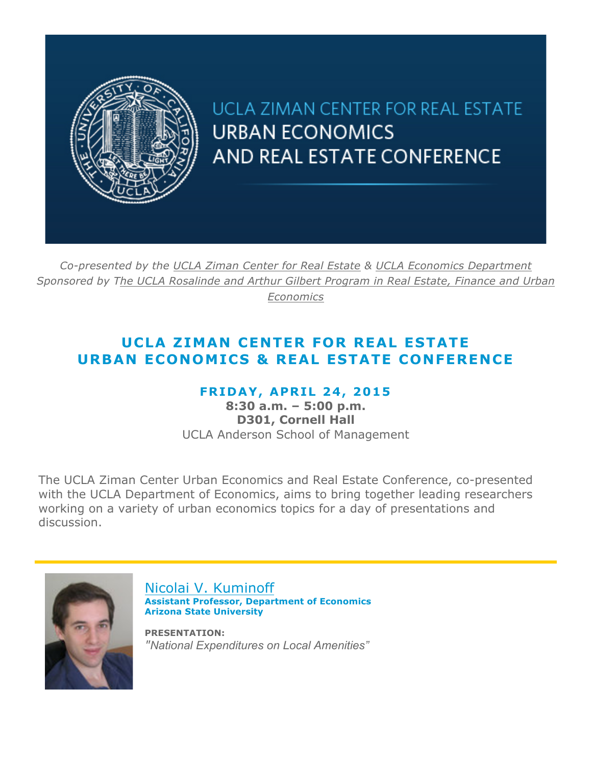UCLA ZIMAN CENTER FOR REAL ESTATE
URBAN ECONOMICS
AND REAL ESTATE CONFERENCE

*Co-presented by the UCLA Ziman Center for Real Estate & UCLA Economics Department*
*Sponsored by The UCLA Rosalinde and Arthur Gilbert Program in Real Estate, Finance and Urban Economics*

## UCLA ZIMAN CENTER FOR REAL ESTATE
## URBAN ECONOMICS & REAL ESTATE CONFERENCE

### FRIDAY, APRIL 24, 2015

**8:30 a.m. – 5:00 p.m.**
**D301, Cornell Hall**
UCLA Anderson School of Management

The UCLA Ziman Center Urban Economics and Real Estate Conference, co-presented with the UCLA Department of Economics, aims to bring together leading researchers working on a variety of urban economics topics for a day of presentations and discussion.

---

Nicolai V. Kuminoff
**Assistant Professor, Department of Economics**
**Arizona State University**

**PRESENTATION:**
*"National Expenditures on Local Amenities"*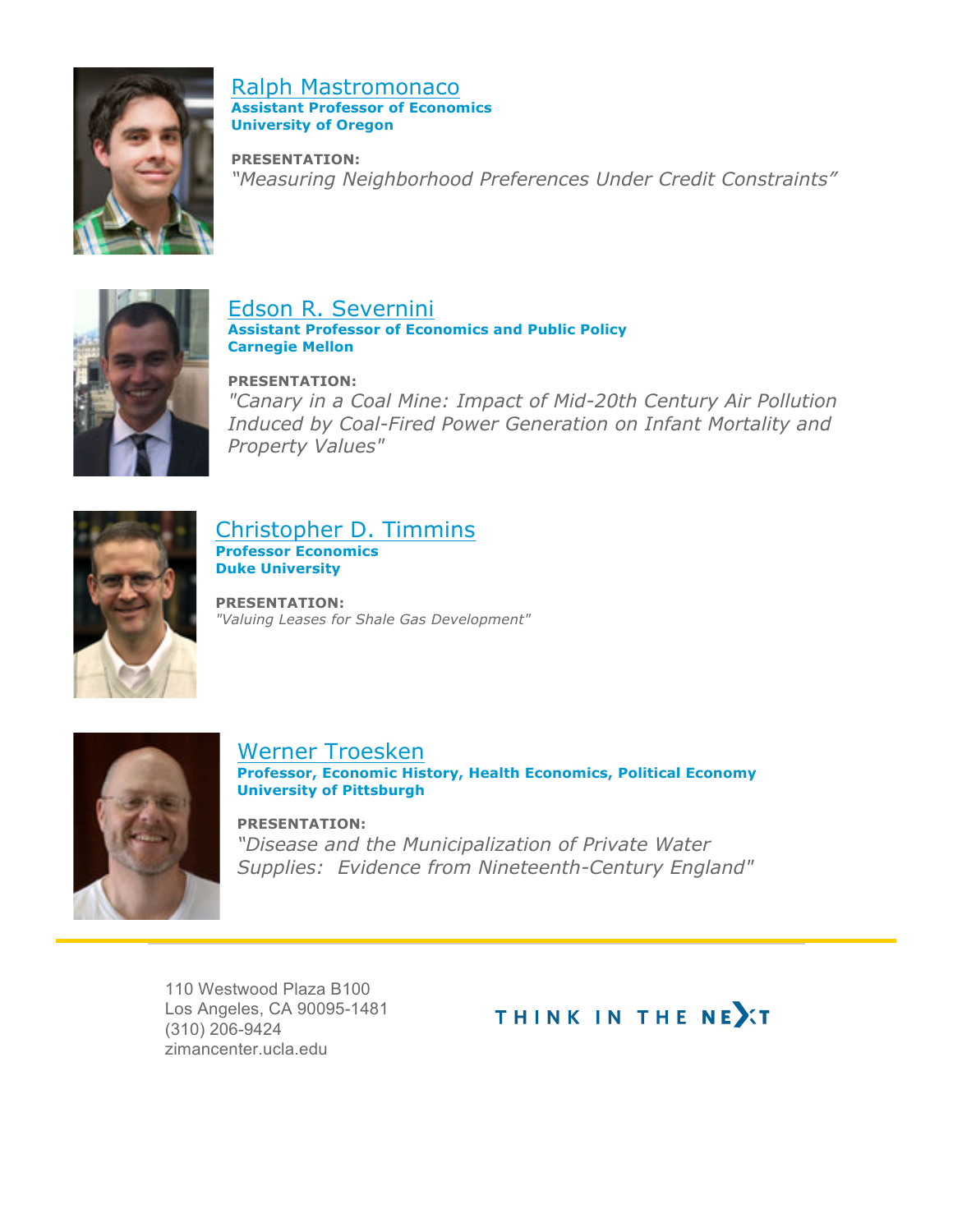## Ralph Mastromonaco

**Assistant Professor of Economics**
**University of Oregon**

**PRESENTATION:**
*"Measuring Neighborhood Preferences Under Credit Constraints"*

## Edson R. Severnini

**Assistant Professor of Economics and Public Policy**
**Carnegie Mellon**

**PRESENTATION:**
*"Canary in a Coal Mine: Impact of Mid-20th Century Air Pollution Induced by Coal-Fired Power Generation on Infant Mortality and Property Values"*

## Christopher D. Timmins

**Professor Economics**
**Duke University**

**PRESENTATION:**
*"Valuing Leases for Shale Gas Development"*

## Werner Troesken

**Professor, Economic History, Health Economics, Political Economy**
**University of Pittsburgh**

**PRESENTATION:**
*"Disease and the Municipalization of Private Water Supplies: Evidence from Nineteenth-Century England"*

---

110 Westwood Plaza B100
Los Angeles, CA 90095-1481
(310) 206-9424
zimancenter.ucla.edu

THINK IN THE NEXT